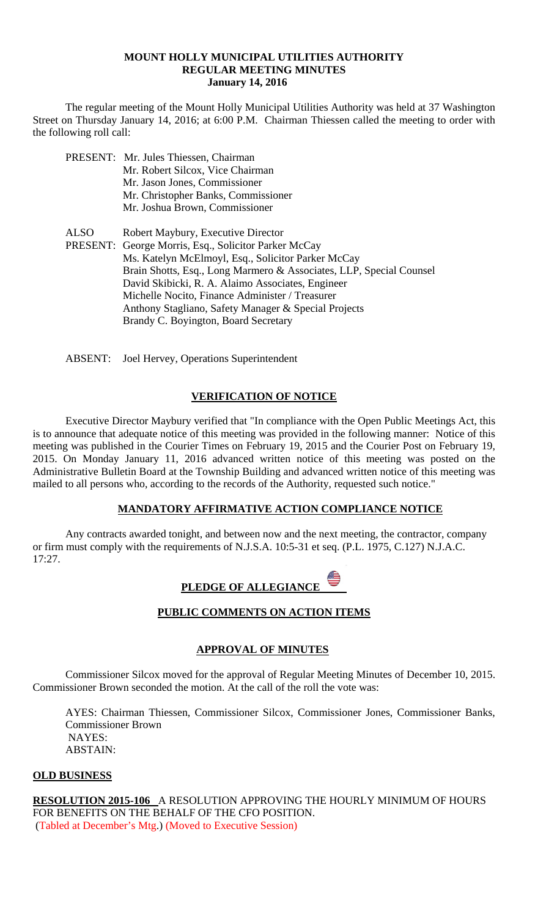# MOUNT HOLLY MUNICIPAL UTILITIES AUTHORITY
## REGULAR MEETING MINUTES
### January 14, 2016

The regular meeting of the Mount Holly Municipal Utilities Authority was held at 37 Washington Street on Thursday January 14, 2016; at 6:00 P.M. Chairman Thiessen called the meeting to order with the following roll call:

PRESENT: Mr. Jules Thiessen, Chairman
Mr. Robert Silcox, Vice Chairman
Mr. Jason Jones, Commissioner
Mr. Christopher Banks, Commissioner
Mr. Joshua Brown, Commissioner

ALSO PRESENT: Robert Maybury, Executive Director
George Morris, Esq., Solicitor Parker McCay
Ms. Katelyn McElmoyl, Esq., Solicitor Parker McCay
Brain Shotts, Esq., Long Marmero & Associates, LLP, Special Counsel
David Skibicki, R. A. Alaimo Associates, Engineer
Michelle Nocito, Finance Administer / Treasurer
Anthony Stagliano, Safety Manager & Special Projects
Brandy C. Boyington, Board Secretary

ABSENT: Joel Hervey, Operations Superintendent

## VERIFICATION OF NOTICE

Executive Director Maybury verified that "In compliance with the Open Public Meetings Act, this is to announce that adequate notice of this meeting was provided in the following manner: Notice of this meeting was published in the Courier Times on February 19, 2015 and the Courier Post on February 19, 2015. On Monday January 11, 2016 advanced written notice of this meeting was posted on the Administrative Bulletin Board at the Township Building and advanced written notice of this meeting was mailed to all persons who, according to the records of the Authority, requested such notice."

## MANDATORY AFFIRMATIVE ACTION COMPLIANCE NOTICE

Any contracts awarded tonight, and between now and the next meeting, the contractor, company or firm must comply with the requirements of N.J.S.A. 10:5-31 et seq. (P.L. 1975, C.127) N.J.A.C. 17:27.

## PLEDGE OF ALLEGIANCE

## PUBLIC COMMENTS ON ACTION ITEMS

## APPROVAL OF MINUTES

Commissioner Silcox moved for the approval of Regular Meeting Minutes of December 10, 2015. Commissioner Brown seconded the motion. At the call of the roll the vote was:

AYES: Chairman Thiessen, Commissioner Silcox, Commissioner Jones, Commissioner Banks, Commissioner Brown
NAYES:
ABSTAIN:

**OLD BUSINESS**

**RESOLUTION 2015-106** A RESOLUTION APPROVING THE HOURLY MINIMUM OF HOURS FOR BENEFITS ON THE BEHALF OF THE CFO POSITION.
(Tabled at December's Mtg.) (Moved to Executive Session)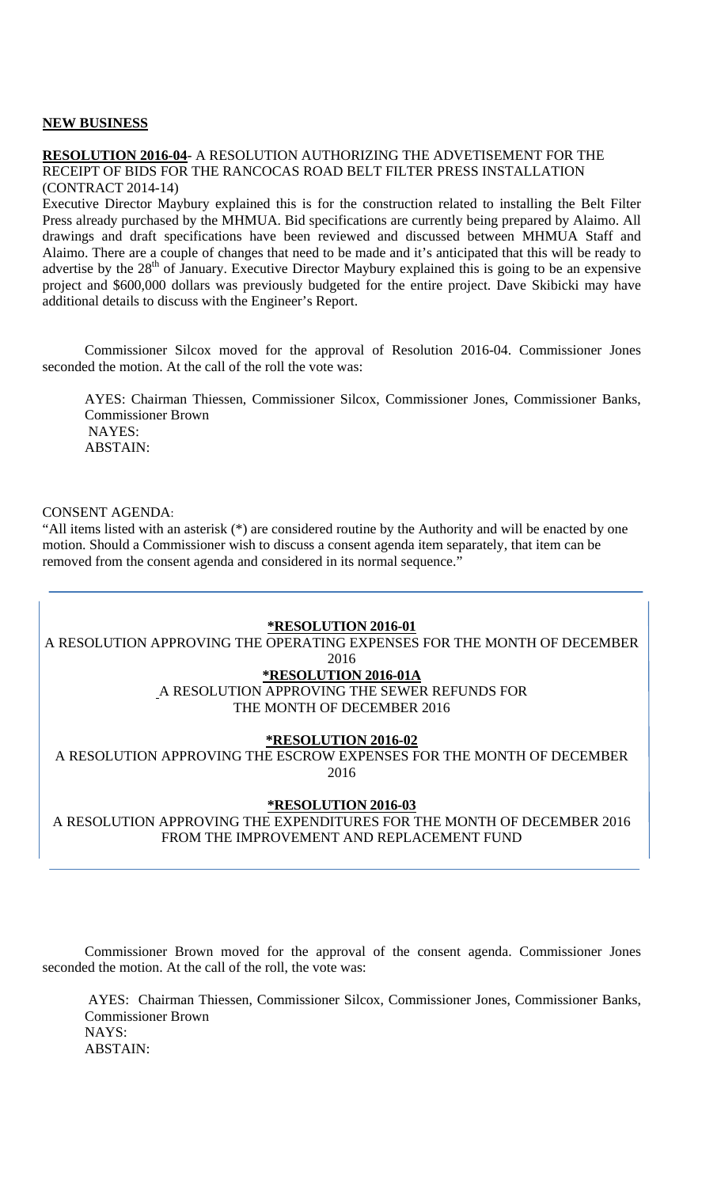**NEW BUSINESS**

**RESOLUTION 2016-04**- A RESOLUTION AUTHORIZING THE ADVETISEMENT FOR THE RECEIPT OF BIDS FOR THE RANCOCAS ROAD BELT FILTER PRESS INSTALLATION (CONTRACT 2014-14)

Executive Director Maybury explained this is for the construction related to installing the Belt Filter Press already purchased by the MHMUA. Bid specifications are currently being prepared by Alaimo. All drawings and draft specifications have been reviewed and discussed between MHMUA Staff and Alaimo. There are a couple of changes that need to be made and it's anticipated that this will be ready to advertise by the 28th of January. Executive Director Maybury explained this is going to be an expensive project and $600,000 dollars was previously budgeted for the entire project. Dave Skibicki may have additional details to discuss with the Engineer's Report.

Commissioner Silcox moved for the approval of Resolution 2016-04. Commissioner Jones seconded the motion. At the call of the roll the vote was:

AYES: Chairman Thiessen, Commissioner Silcox, Commissioner Jones, Commissioner Banks, Commissioner Brown
NAYES:
ABSTAIN:

CONSENT AGENDA:

"All items listed with an asterisk (*) are considered routine by the Authority and will be enacted by one motion. Should a Commissioner wish to discuss a consent agenda item separately, that item can be removed from the consent agenda and considered in its normal sequence."

**\*RESOLUTION 2016-01**

A RESOLUTION APPROVING THE OPERATING EXPENSES FOR THE MONTH OF DECEMBER 2016

**\*RESOLUTION 2016-01A**

A RESOLUTION APPROVING THE SEWER REFUNDS FOR THE MONTH OF DECEMBER 2016

**\*RESOLUTION 2016-02**

A RESOLUTION APPROVING THE ESCROW EXPENSES FOR THE MONTH OF DECEMBER 2016

**\*RESOLUTION 2016-03**

A RESOLUTION APPROVING THE EXPENDITURES FOR THE MONTH OF DECEMBER 2016 FROM THE IMPROVEMENT AND REPLACEMENT FUND

Commissioner Brown moved for the approval of the consent agenda. Commissioner Jones seconded the motion. At the call of the roll, the vote was:

AYES: Chairman Thiessen, Commissioner Silcox, Commissioner Jones, Commissioner Banks, Commissioner Brown
NAYS:
ABSTAIN: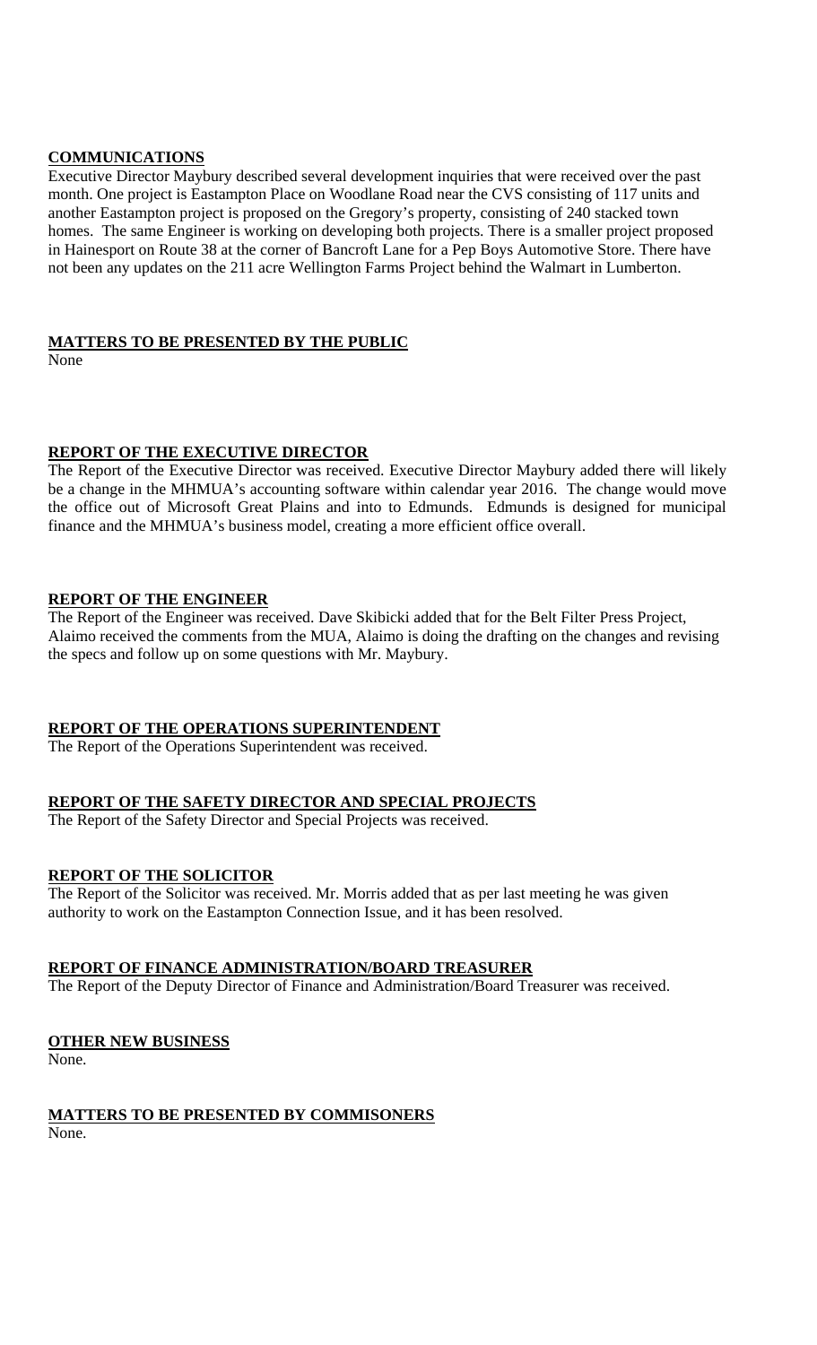**COMMUNICATIONS**

Executive Director Maybury described several development inquiries that were received over the past month. One project is Eastampton Place on Woodlane Road near the CVS consisting of 117 units and another Eastampton project is proposed on the Gregory's property, consisting of 240 stacked town homes. The same Engineer is working on developing both projects. There is a smaller project proposed in Hainesport on Route 38 at the corner of Bancroft Lane for a Pep Boys Automotive Store. There have not been any updates on the 211 acre Wellington Farms Project behind the Walmart in Lumberton.

**MATTERS TO BE PRESENTED BY THE PUBLIC**

None

**REPORT OF THE EXECUTIVE DIRECTOR**

The Report of the Executive Director was received. Executive Director Maybury added there will likely be a change in the MHMUA's accounting software within calendar year 2016. The change would move the office out of Microsoft Great Plains and into to Edmunds. Edmunds is designed for municipal finance and the MHMUA's business model, creating a more efficient office overall.

**REPORT OF THE ENGINEER**

The Report of the Engineer was received. Dave Skibicki added that for the Belt Filter Press Project, Alaimo received the comments from the MUA, Alaimo is doing the drafting on the changes and revising the specs and follow up on some questions with Mr. Maybury.

**REPORT OF THE OPERATIONS SUPERINTENDENT**

The Report of the Operations Superintendent was received.

**REPORT OF THE SAFETY DIRECTOR AND SPECIAL PROJECTS**

The Report of the Safety Director and Special Projects was received.

**REPORT OF THE SOLICITOR**

The Report of the Solicitor was received. Mr. Morris added that as per last meeting he was given authority to work on the Eastampton Connection Issue, and it has been resolved.

**REPORT OF FINANCE ADMINISTRATION/BOARD TREASURER**

The Report of the Deputy Director of Finance and Administration/Board Treasurer was received.

**OTHER NEW BUSINESS**

None.

**MATTERS TO BE PRESENTED BY COMMISONERS**

None.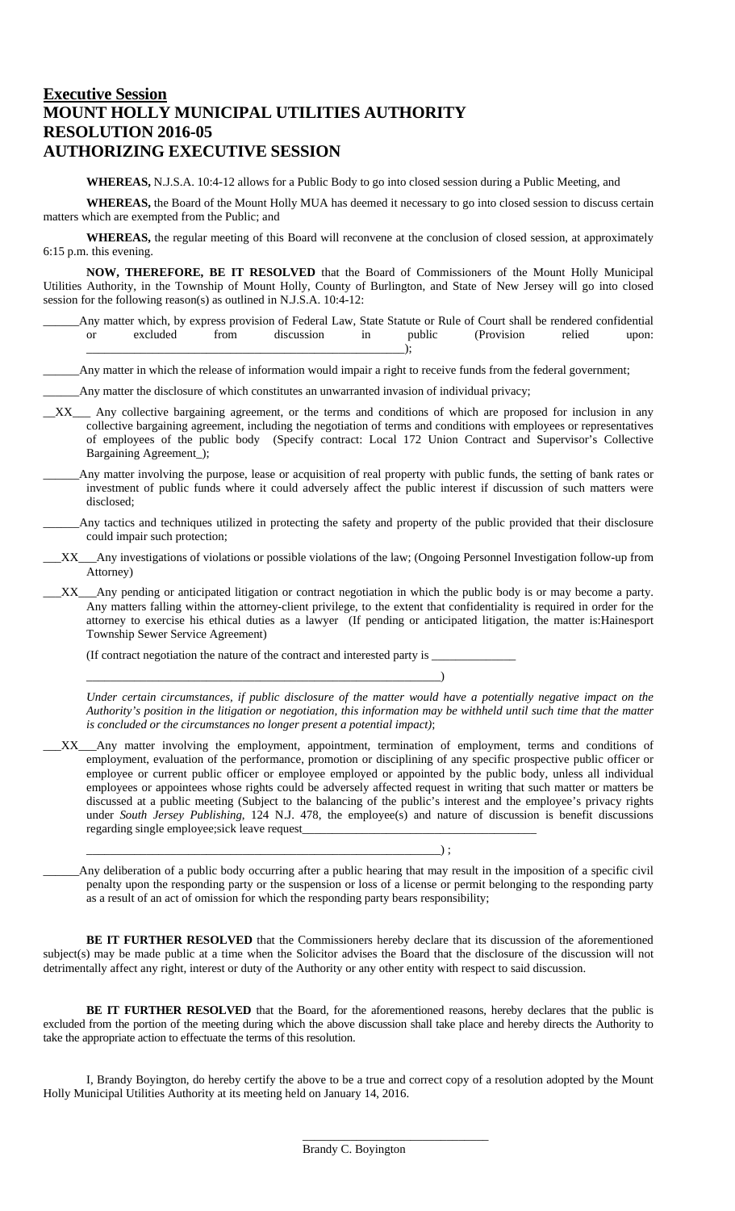# **Executive Session**
# MOUNT HOLLY MUNICIPAL UTILITIES AUTHORITY
# RESOLUTION 2016-05
# AUTHORIZING EXECUTIVE SESSION

**WHEREAS,** N.J.S.A. 10:4-12 allows for a Public Body to go into closed session during a Public Meeting, and

**WHEREAS,** the Board of the Mount Holly MUA has deemed it necessary to go into closed session to discuss certain matters which are exempted from the Public; and

**WHEREAS,** the regular meeting of this Board will reconvene at the conclusion of closed session, at approximately 6:15 p.m. this evening.

**NOW, THEREFORE, BE IT RESOLVED** that the Board of Commissioners of the Mount Holly Municipal Utilities Authority, in the Township of Mount Holly, County of Burlington, and State of New Jersey will go into closed session for the following reason(s) as outlined in N.J.S.A. 10:4-12:

______Any matter which, by express provision of Federal Law, State Statute or Rule of Court shall be rendered confidential or excluded from discussion in public (Provision relied upon: ______________________________________________________);

______Any matter in which the release of information would impair a right to receive funds from the federal government;

______Any matter the disclosure of which constitutes an unwarranted invasion of individual privacy;

__XX___ Any collective bargaining agreement, or the terms and conditions of which are proposed for inclusion in any collective bargaining agreement, including the negotiation of terms and conditions with employees or representatives of employees of the public body (Specify contract: Local 172 Union Contract and Supervisor's Collective Bargaining Agreement_);

______Any matter involving the purpose, lease or acquisition of real property with public funds, the setting of bank rates or investment of public funds where it could adversely affect the public interest if discussion of such matters were disclosed;

______Any tactics and techniques utilized in protecting the safety and property of the public provided that their disclosure could impair such protection;

___XX___Any investigations of violations or possible violations of the law; (Ongoing Personnel Investigation follow-up from Attorney)

___XX___Any pending or anticipated litigation or contract negotiation in which the public body is or may become a party. Any matters falling within the attorney-client privilege, to the extent that confidentiality is required in order for the attorney to exercise his ethical duties as a lawyer (If pending or anticipated litigation, the matter is:Hainesport Township Sewer Service Agreement)

(If contract negotiation the nature of the contract and interested party is ______________ ____________________________________________________________)

*Under certain circumstances, if public disclosure of the matter would have a potentially negative impact on the Authority's position in the litigation or negotiation, this information may be withheld until such time that the matter is concluded or the circumstances no longer present a potential impact)*;

___XX___Any matter involving the employment, appointment, termination of employment, terms and conditions of employment, evaluation of the performance, promotion or disciplining of any specific prospective public officer or employee or current public officer or employee employed or appointed by the public body, unless all individual employees or appointees whose rights could be adversely affected request in writing that such matter or matters be discussed at a public meeting (Subject to the balancing of the public's interest and the employee's privacy rights under *South Jersey Publishing,* 124 N.J. 478, the employee(s) and nature of discussion is benefit discussions regarding single employee;sick leave request______________________________________ ____________________________________________________________) ;

______Any deliberation of a public body occurring after a public hearing that may result in the imposition of a specific civil penalty upon the responding party or the suspension or loss of a license or permit belonging to the responding party as a result of an act of omission for which the responding party bears responsibility;

**BE IT FURTHER RESOLVED** that the Commissioners hereby declare that its discussion of the aforementioned subject(s) may be made public at a time when the Solicitor advises the Board that the disclosure of the discussion will not detrimentally affect any right, interest or duty of the Authority or any other entity with respect to said discussion.

**BE IT FURTHER RESOLVED** that the Board, for the aforementioned reasons, hereby declares that the public is excluded from the portion of the meeting during which the above discussion shall take place and hereby directs the Authority to take the appropriate action to effectuate the terms of this resolution.

I, Brandy Boyington, do hereby certify the above to be a true and correct copy of a resolution adopted by the Mount Holly Municipal Utilities Authority at its meeting held on January 14, 2016.

______________________________
Brandy C. Boyington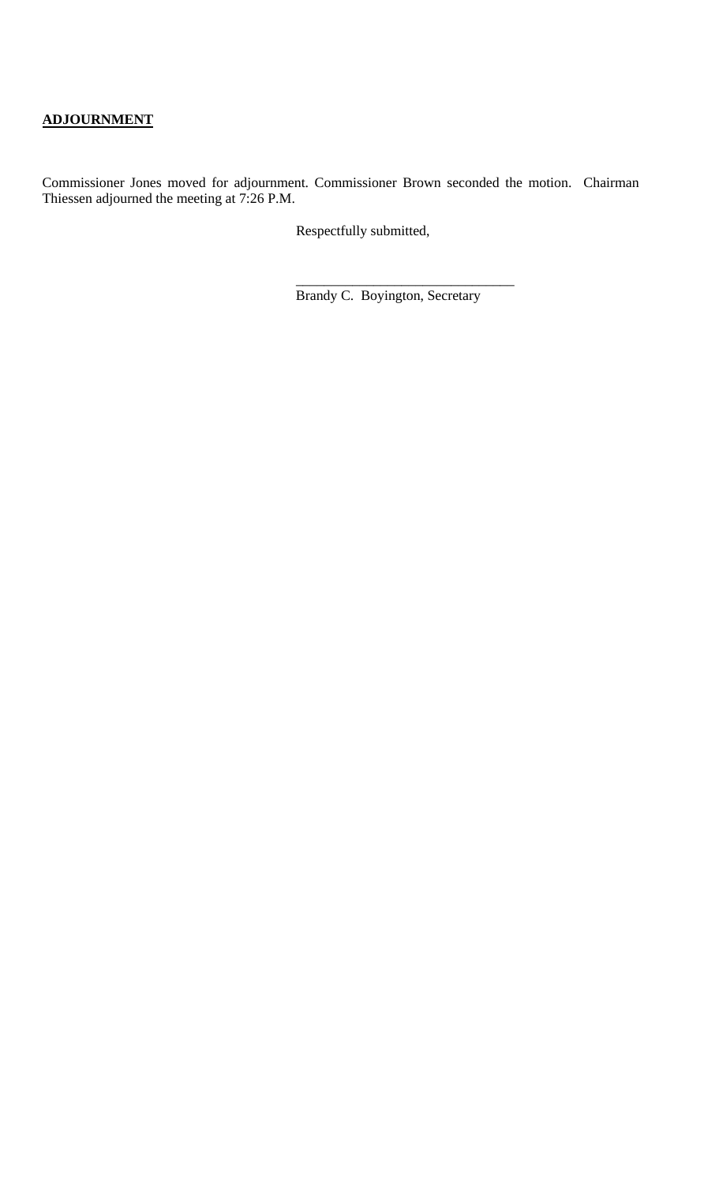**ADJOURNMENT**

Commissioner Jones moved for adjournment. Commissioner Brown seconded the motion. Chairman Thiessen adjourned the meeting at 7:26 P.M.

Respectfully submitted,

\_\_\_\_\_\_\_\_\_\_\_\_\_\_\_\_\_\_\_\_\_\_\_\_\_\_\_\_\_\_\_

Brandy C. Boyington, Secretary